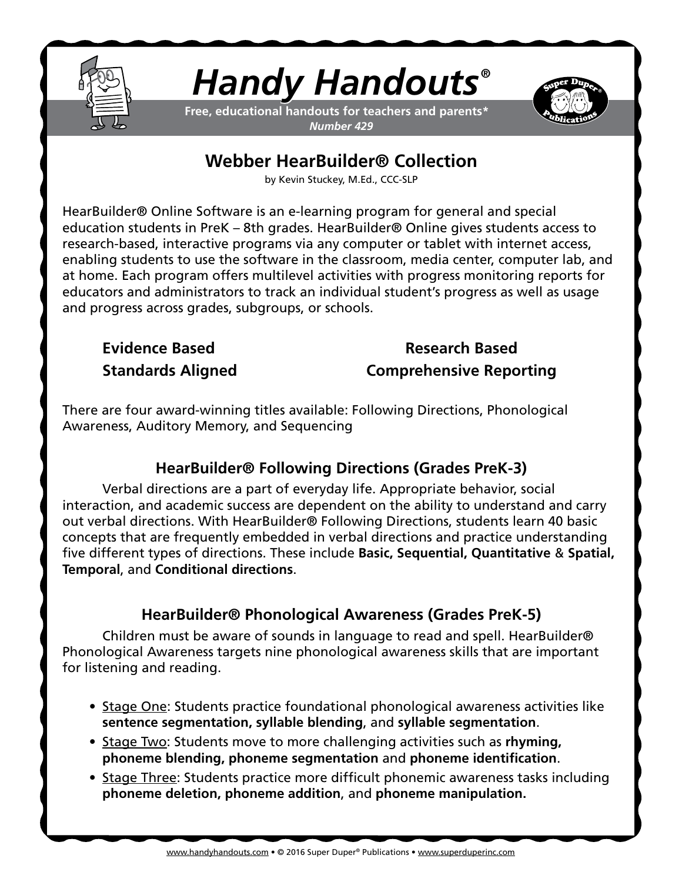# Handy Handouts®

**Free, educational handouts for teachers and parents***
***Number 429***

## Webber HearBuilder® Collection

by Kevin Stuckey, M.Ed., CCC-SLP

HearBuilder® Online Software is an e-learning program for general and special education students in PreK – 8th grades. HearBuilder® Online gives students access to research-based, interactive programs via any computer or tablet with internet access, enabling students to use the software in the classroom, media center, computer lab, and at home. Each program offers multilevel activities with progress monitoring reports for educators and administrators to track an individual student's progress as well as usage and progress across grades, subgroups, or schools.

**Evidence Based**
**Research Based**
**Standards Aligned**
**Comprehensive Reporting**

There are four award-winning titles available: Following Directions, Phonological Awareness, Auditory Memory, and Sequencing

### HearBuilder® Following Directions (Grades PreK-3)

Verbal directions are a part of everyday life. Appropriate behavior, social interaction, and academic success are dependent on the ability to understand and carry out verbal directions. With HearBuilder® Following Directions, students learn 40 basic concepts that are frequently embedded in verbal directions and practice understanding five different types of directions. These include **Basic, Sequential, Quantitative** & **Spatial, Temporal**, and **Conditional directions**.

### HearBuilder® Phonological Awareness (Grades PreK-5)

Children must be aware of sounds in language to read and spell. HearBuilder® Phonological Awareness targets nine phonological awareness skills that are important for listening and reading.

- Stage One: Students practice foundational phonological awareness activities like **sentence segmentation, syllable blending**, and **syllable segmentation**.
- Stage Two: Students move to more challenging activities such as **rhyming, phoneme blending, phoneme segmentation** and **phoneme identification**.
- Stage Three: Students practice more difficult phonemic awareness tasks including **phoneme deletion, phoneme addition**, and **phoneme manipulation.**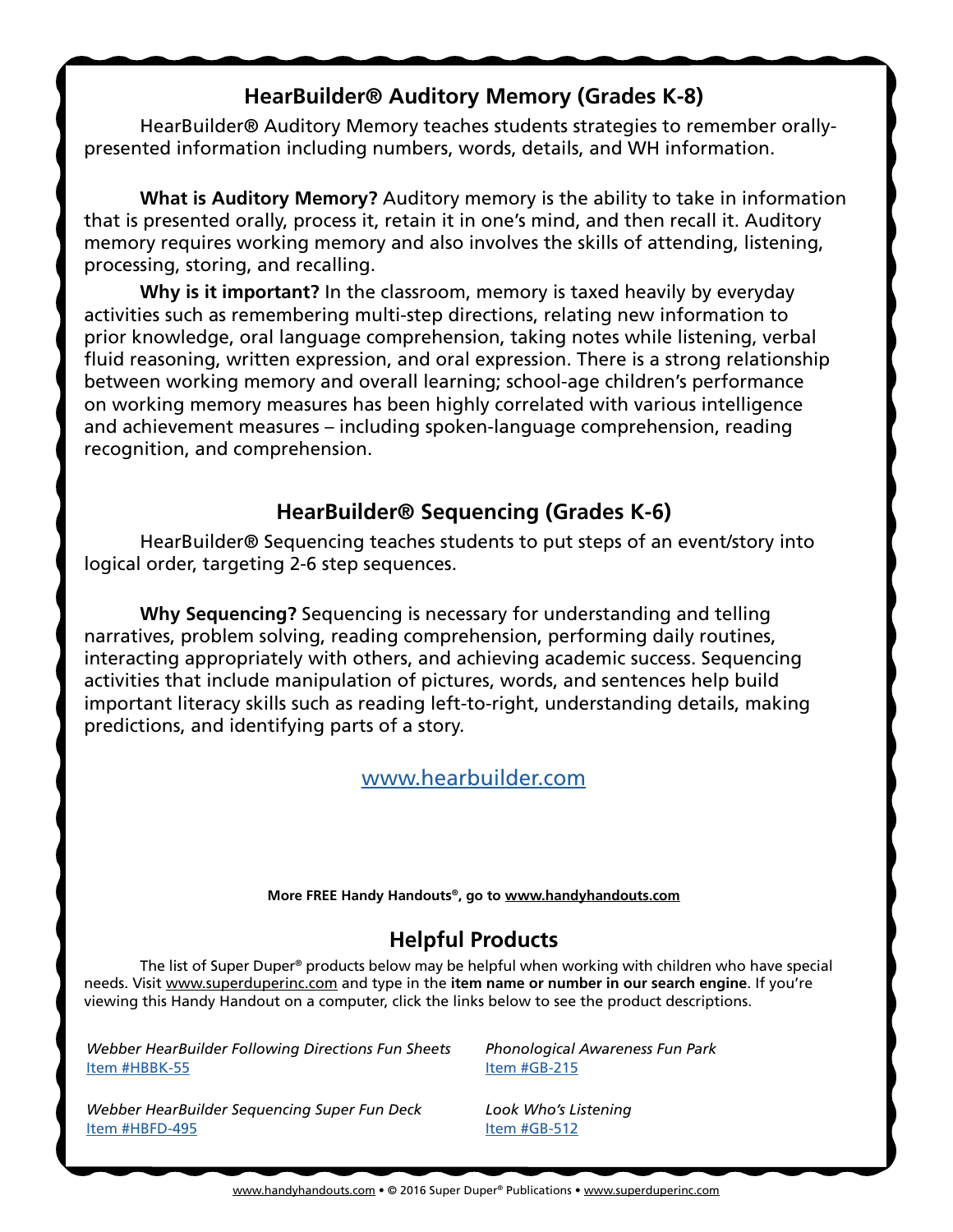## HearBuilder® Auditory Memory (Grades K-8)

HearBuilder® Auditory Memory teaches students strategies to remember orally-presented information including numbers, words, details, and WH information.

**What is Auditory Memory?** Auditory memory is the ability to take in information that is presented orally, process it, retain it in one's mind, and then recall it. Auditory memory requires working memory and also involves the skills of attending, listening, processing, storing, and recalling.

**Why is it important?** In the classroom, memory is taxed heavily by everyday activities such as remembering multi-step directions, relating new information to prior knowledge, oral language comprehension, taking notes while listening, verbal fluid reasoning, written expression, and oral expression. There is a strong relationship between working memory and overall learning; school-age children's performance on working memory measures has been highly correlated with various intelligence and achievement measures – including spoken-language comprehension, reading recognition, and comprehension.

## HearBuilder® Sequencing (Grades K-6)

HearBuilder® Sequencing teaches students to put steps of an event/story into logical order, targeting 2-6 step sequences.

**Why Sequencing?** Sequencing is necessary for understanding and telling narratives, problem solving, reading comprehension, performing daily routines, interacting appropriately with others, and achieving academic success. Sequencing activities that include manipulation of pictures, words, and sentences help build important literacy skills such as reading left-to-right, understanding details, making predictions, and identifying parts of a story.

www.hearbuilder.com

**More FREE Handy Handouts®, go to www.handyhandouts.com**

## Helpful Products

The list of Super Duper® products below may be helpful when working with children who have special needs. Visit www.superduperinc.com and type in the **item name or number in our search engine**. If you're viewing this Handy Handout on a computer, click the links below to see the product descriptions.

*Webber HearBuilder Following Directions Fun Sheets*
Item #HBBK-55

*Webber HearBuilder Sequencing Super Fun Deck*
Item #HBFD-495

*Phonological Awareness Fun Park*
Item #GB-215

*Look Who's Listening*
Item #GB-512

www.handyhandouts.com • © 2016 Super Duper® Publications • www.superduperinc.com